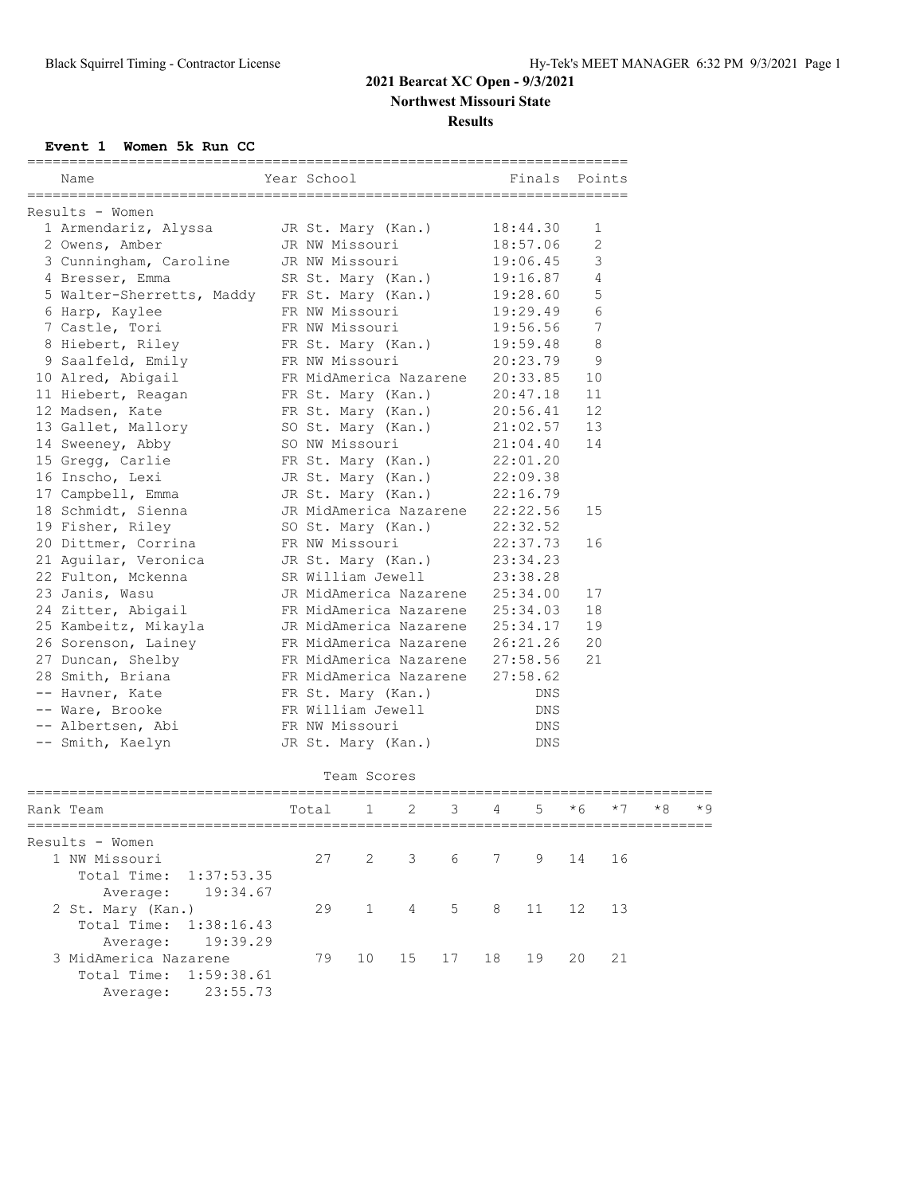# 2021 Bearcat XC Open - 9/3/2021

## Northwest Missouri State

## Results

### Event 1 Women 5k Run CC

Results - Women

| Place | Name | Year | School | Finals | Points |
|---|---|---|---|---|---|
| 1 | Armendariz, Alyssa | JR | St. Mary (Kan.) | 18:44.30 | 1 |
| 2 | Owens, Amber | JR | NW Missouri | 18:57.06 | 2 |
| 3 | Cunningham, Caroline | JR | NW Missouri | 19:06.45 | 3 |
| 4 | Bresser, Emma | SR | St. Mary (Kan.) | 19:16.87 | 4 |
| 5 | Walter-Sherretts, Maddy | FR | St. Mary (Kan.) | 19:28.60 | 5 |
| 6 | Harp, Kaylee | FR | NW Missouri | 19:29.49 | 6 |
| 7 | Castle, Tori | FR | NW Missouri | 19:56.56 | 7 |
| 8 | Hiebert, Riley | FR | St. Mary (Kan.) | 19:59.48 | 8 |
| 9 | Saalfeld, Emily | FR | NW Missouri | 20:23.79 | 9 |
| 10 | Alred, Abigail | FR | MidAmerica Nazarene | 20:33.85 | 10 |
| 11 | Hiebert, Reagan | FR | St. Mary (Kan.) | 20:47.18 | 11 |
| 12 | Madsen, Kate | FR | St. Mary (Kan.) | 20:56.41 | 12 |
| 13 | Gallet, Mallory | SO | St. Mary (Kan.) | 21:02.57 | 13 |
| 14 | Sweeney, Abby | SO | NW Missouri | 21:04.40 | 14 |
| 15 | Gregg, Carlie | FR | St. Mary (Kan.) | 22:01.20 | |
| 16 | Inscho, Lexi | JR | St. Mary (Kan.) | 22:09.38 | |
| 17 | Campbell, Emma | JR | St. Mary (Kan.) | 22:16.79 | |
| 18 | Schmidt, Sienna | JR | MidAmerica Nazarene | 22:22.56 | 15 |
| 19 | Fisher, Riley | SO | St. Mary (Kan.) | 22:32.52 | |
| 20 | Dittmer, Corrina | FR | NW Missouri | 22:37.73 | 16 |
| 21 | Aguilar, Veronica | JR | St. Mary (Kan.) | 23:34.23 | |
| 22 | Fulton, Mckenna | SR | William Jewell | 23:38.28 | |
| 23 | Janis, Wasu | JR | MidAmerica Nazarene | 25:34.00 | 17 |
| 24 | Zitter, Abigail | FR | MidAmerica Nazarene | 25:34.03 | 18 |
| 25 | Kambeitz, Mikayla | JR | MidAmerica Nazarene | 25:34.17 | 19 |
| 26 | Sorenson, Lainey | FR | MidAmerica Nazarene | 26:21.26 | 20 |
| 27 | Duncan, Shelby | FR | MidAmerica Nazarene | 27:58.56 | 21 |
| 28 | Smith, Briana | FR | MidAmerica Nazarene | 27:58.62 | |
| -- | Havner, Kate | FR | St. Mary (Kan.) | DNS | |
| -- | Ware, Brooke | FR | William Jewell | DNS | |
| -- | Albertsen, Abi | FR | NW Missouri | DNS | |
| -- | Smith, Kaelyn | JR | St. Mary (Kan.) | DNS | |

#### Team Scores

Results - Women

| Rank | Team | Total | 1 | 2 | 3 | 4 | 5 | *6 | *7 | *8 | *9 |
|---|---|---|---|---|---|---|---|---|---|---|---|
| 1 | NW Missouri | 27 | 2 | 3 | 6 | 7 | 9 | 14 | 16 | | |
| | Total Time: 1:37:53.35 | | | | | | | | | | |
| | Average: 19:34.67 | | | | | | | | | | |
| 2 | St. Mary (Kan.) | 29 | 1 | 4 | 5 | 8 | 11 | 12 | 13 | | |
| | Total Time: 1:38:16.43 | | | | | | | | | | |
| | Average: 19:39.29 | | | | | | | | | | |
| 3 | MidAmerica Nazarene | 79 | 10 | 15 | 17 | 18 | 19 | 20 | 21 | | |
| | Total Time: 1:59:38.61 | | | | | | | | | | |
| | Average: 23:55.73 | | | | | | | | | | |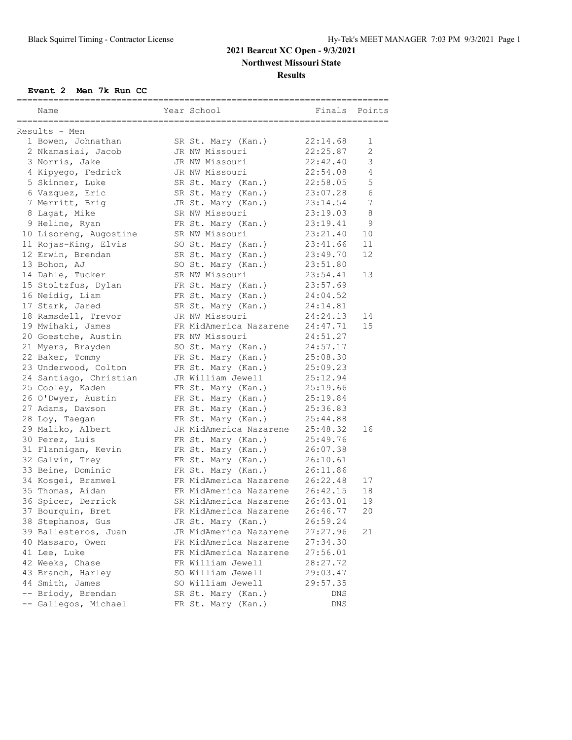# 2021 Bearcat XC Open - 9/3/2021

## Northwest Missouri State

## Results

### Event 2 Men 7k Run CC

Results - Men

| | Name | Year | School | Finals | Points |
|---|---|---|---|---|---|
| 1 | Bowen, Johnathan | SR | St. Mary (Kan.) | 22:14.68 | 1 |
| 2 | Nkamasiai, Jacob | JR | NW Missouri | 22:25.87 | 2 |
| 3 | Norris, Jake | JR | NW Missouri | 22:42.40 | 3 |
| 4 | Kipyego, Fedrick | JR | NW Missouri | 22:54.08 | 4 |
| 5 | Skinner, Luke | SR | St. Mary (Kan.) | 22:58.05 | 5 |
| 6 | Vazquez, Eric | SR | St. Mary (Kan.) | 23:07.28 | 6 |
| 7 | Merritt, Brig | JR | St. Mary (Kan.) | 23:14.54 | 7 |
| 8 | Lagat, Mike | SR | NW Missouri | 23:19.03 | 8 |
| 9 | Heline, Ryan | FR | St. Mary (Kan.) | 23:19.41 | 9 |
| 10 | Lisoreng, Augostine | SR | NW Missouri | 23:21.40 | 10 |
| 11 | Rojas-King, Elvis | SO | St. Mary (Kan.) | 23:41.66 | 11 |
| 12 | Erwin, Brendan | SR | St. Mary (Kan.) | 23:49.70 | 12 |
| 13 | Bohon, AJ | SO | St. Mary (Kan.) | 23:51.80 | |
| 14 | Dahle, Tucker | SR | NW Missouri | 23:54.41 | 13 |
| 15 | Stoltzfus, Dylan | FR | St. Mary (Kan.) | 23:57.69 | |
| 16 | Neidig, Liam | FR | St. Mary (Kan.) | 24:04.52 | |
| 17 | Stark, Jared | SR | St. Mary (Kan.) | 24:14.81 | |
| 18 | Ramsdell, Trevor | JR | NW Missouri | 24:24.13 | 14 |
| 19 | Mwihaki, James | FR | MidAmerica Nazarene | 24:47.71 | 15 |
| 20 | Goestche, Austin | FR | NW Missouri | 24:51.27 | |
| 21 | Myers, Brayden | SO | St. Mary (Kan.) | 24:57.17 | |
| 22 | Baker, Tommy | FR | St. Mary (Kan.) | 25:08.30 | |
| 23 | Underwood, Colton | FR | St. Mary (Kan.) | 25:09.23 | |
| 24 | Santiago, Christian | JR | William Jewell | 25:12.94 | |
| 25 | Cooley, Kaden | FR | St. Mary (Kan.) | 25:19.66 | |
| 26 | O'Dwyer, Austin | FR | St. Mary (Kan.) | 25:19.84 | |
| 27 | Adams, Dawson | FR | St. Mary (Kan.) | 25:36.83 | |
| 28 | Loy, Taegan | FR | St. Mary (Kan.) | 25:44.88 | |
| 29 | Maliko, Albert | JR | MidAmerica Nazarene | 25:48.32 | 16 |
| 30 | Perez, Luis | FR | St. Mary (Kan.) | 25:49.76 | |
| 31 | Flannigan, Kevin | FR | St. Mary (Kan.) | 26:07.38 | |
| 32 | Galvin, Trey | FR | St. Mary (Kan.) | 26:10.61 | |
| 33 | Beine, Dominic | FR | St. Mary (Kan.) | 26:11.86 | |
| 34 | Kosgei, Bramwel | FR | MidAmerica Nazarene | 26:22.48 | 17 |
| 35 | Thomas, Aidan | FR | MidAmerica Nazarene | 26:42.15 | 18 |
| 36 | Spicer, Derrick | SR | MidAmerica Nazarene | 26:43.01 | 19 |
| 37 | Bourquin, Bret | FR | MidAmerica Nazarene | 26:46.77 | 20 |
| 38 | Stephanos, Gus | JR | St. Mary (Kan.) | 26:59.24 | |
| 39 | Ballesteros, Juan | JR | MidAmerica Nazarene | 27:27.96 | 21 |
| 40 | Massaro, Owen | FR | MidAmerica Nazarene | 27:34.30 | |
| 41 | Lee, Luke | FR | MidAmerica Nazarene | 27:56.01 | |
| 42 | Weeks, Chase | FR | William Jewell | 28:27.72 | |
| 43 | Branch, Harley | SO | William Jewell | 29:03.47 | |
| 44 | Smith, James | SO | William Jewell | 29:57.35 | |
| -- | Briody, Brendan | SR | St. Mary (Kan.) | DNS | |
| -- | Gallegos, Michael | FR | St. Mary (Kan.) | DNS | |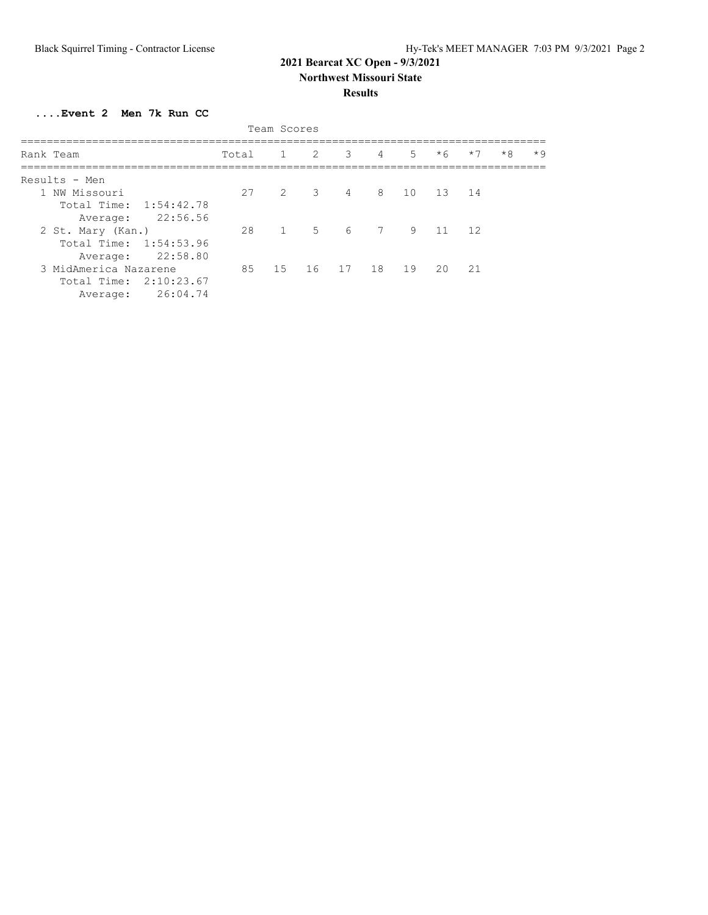## 2021 Bearcat XC Open - 9/3/2021
## Northwest Missouri State
## Results

### ....Event 2  Men 7k Run CC

Team Scores

| Rank | Team | Total | 1 | 2 | 3 | 4 | 5 | *6 | *7 | *8 | *9 |
|---|---|---|---|---|---|---|---|---|---|---|---|
| Results - Men | | | | | | | | | | | |
| 1 | NW Missouri | 27 | 2 | 3 | 4 | 8 | 10 | 13 | 14 | | |
| | Total Time: 1:54:42.78 | | | | | | | | | | |
| | Average: 22:56.56 | | | | | | | | | | |
| 2 | St. Mary (Kan.) | 28 | 1 | 5 | 6 | 7 | 9 | 11 | 12 | | |
| | Total Time: 1:54:53.96 | | | | | | | | | | |
| | Average: 22:58.80 | | | | | | | | | | |
| 3 | MidAmerica Nazarene | 85 | 15 | 16 | 17 | 18 | 19 | 20 | 21 | | |
| | Total Time: 2:10:23.67 | | | | | | | | | | |
| | Average: 26:04.74 | | | | | | | | | | |